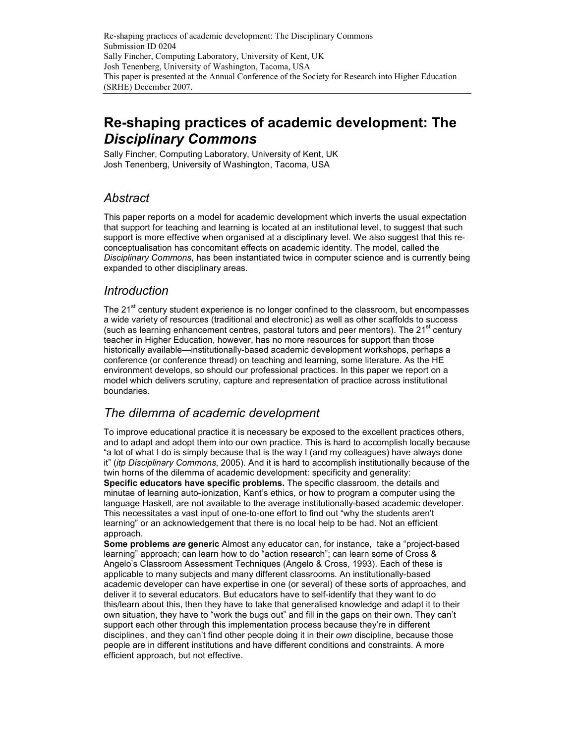Re-shaping practices of academic development: The Disciplinary Commons
Submission ID 0204
Sally Fincher, Computing Laboratory, University of Kent, UK
Josh Tenenberg, University of Washington, Tacoma, USA
This paper is presented at the Annual Conference of the Society for Research into Higher Education (SRHE) December 2007.

# Re-shaping practices of academic development: The *Disciplinary Commons*

Sally Fincher, Computing Laboratory, University of Kent, UK
Josh Tenenberg, University of Washington, Tacoma, USA

## *Abstract*

This paper reports on a model for academic development which inverts the usual expectation that support for teaching and learning is located at an institutional level, to suggest that such support is more effective when organised at a disciplinary level. We also suggest that this re-conceptualisation has concomitant effects on academic identity. The model, called the *Disciplinary Commons*, has been instantiated twice in computer science and is currently being expanded to other disciplinary areas.

## *Introduction*

The 21st century student experience is no longer confined to the classroom, but encompasses a wide variety of resources (traditional and electronic) as well as other scaffolds to success (such as learning enhancement centres, pastoral tutors and peer mentors). The 21st century teacher in Higher Education, however, has no more resources for support than those historically available—institutionally-based academic development workshops, perhaps a conference (or conference thread) on teaching and learning, some literature. As the HE environment develops, so should our professional practices. In this paper we report on a model which delivers scrutiny, capture and representation of practice across institutional boundaries.

## *The dilemma of academic development*

To improve educational practice it is necessary be exposed to the excellent practices others, and to adapt and adopt them into our own practice. This is hard to accomplish locally because "a lot of what I do is simply because that is the way I (and my colleagues) have always done it" (*itp Disciplinary Commons*, 2005). And it is hard to accomplish institutionally because of the twin horns of the dilemma of academic development: specificity and generality:

**Specific educators have specific problems.** The specific classroom, the details and minutae of learning auto-ionization, Kant's ethics, or how to program a computer using the language Haskell, are not available to the average institutionally-based academic developer. This necessitates a vast input of one-to-one effort to find out "why the students aren't learning" or an acknowledgement that there is no local help to be had. Not an efficient approach.

**Some problems *are* generic** Almost any educator can, for instance, take a "project-based learning" approach; can learn how to do "action research"; can learn some of Cross & Angelo's Classroom Assessment Techniques (Angelo & Cross, 1993). Each of these is applicable to many subjects and many different classrooms. An institutionally-based academic developer can have expertise in one (or several) of these sorts of approaches, and deliver it to several educators. But educators have to self-identify that they want to do this/learn about this, then they have to take that generalised knowledge and adapt it to their own situation, they have to "work the bugs out" and fill in the gaps on their own. They can't support each other through this implementation process because they're in different disciplines[i], and they can't find other people doing it in their *own* discipline, because those people are in different institutions and have different conditions and constraints. A more efficient approach, but not effective.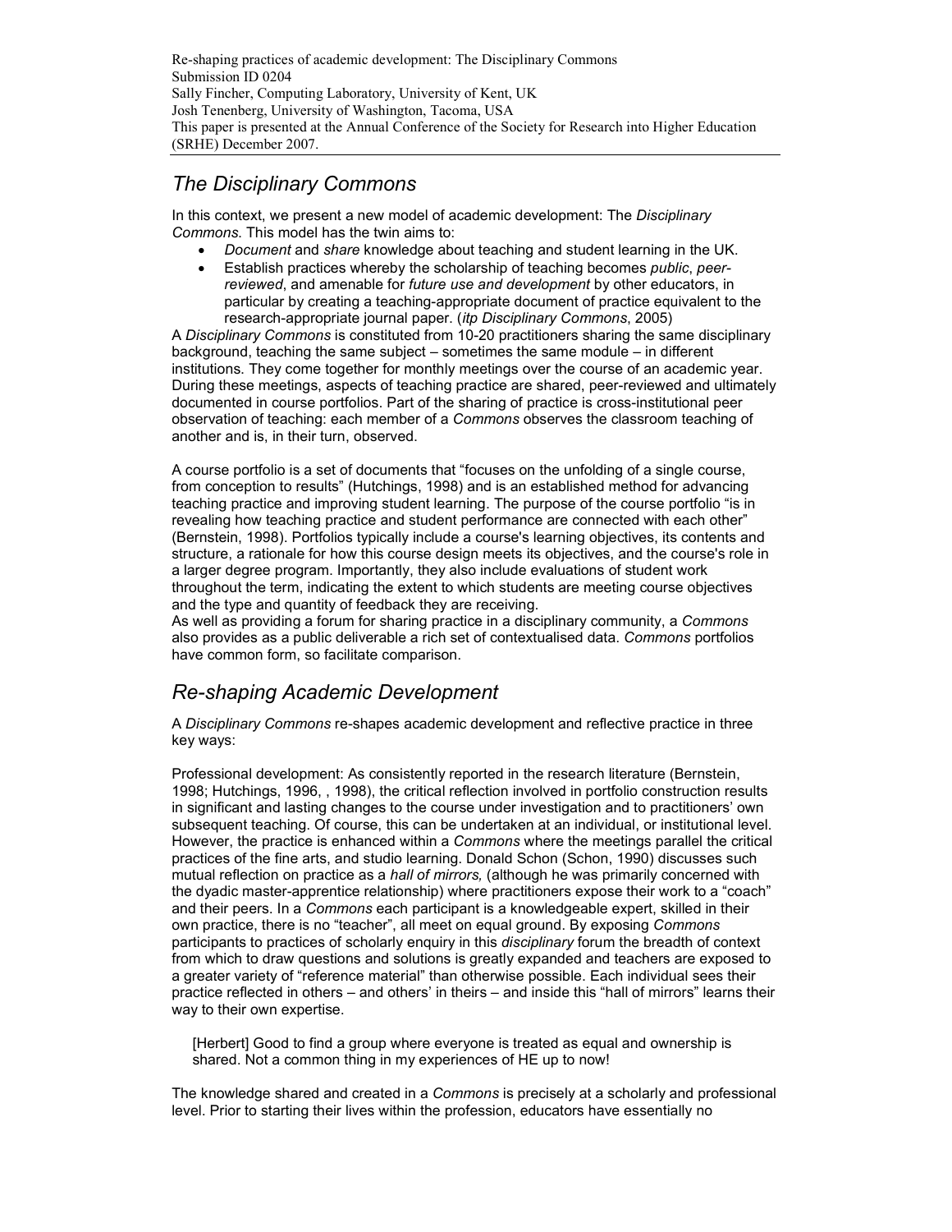## The Disciplinary Commons

In this context, we present a new model of academic development: The *Disciplinary Commons.* This model has the twin aims to:

- *Document* and *share* knowledge about teaching and student learning in the UK.
- Establish practices whereby the scholarship of teaching becomes *public*, *peer-reviewed*, and amenable for *future use and development* by other educators, in particular by creating a teaching-appropriate document of practice equivalent to the research-appropriate journal paper. (*itp Disciplinary Commons*, 2005)

A *Disciplinary Commons* is constituted from 10-20 practitioners sharing the same disciplinary background, teaching the same subject – sometimes the same module – in different institutions. They come together for monthly meetings over the course of an academic year. During these meetings, aspects of teaching practice are shared, peer-reviewed and ultimately documented in course portfolios. Part of the sharing of practice is cross-institutional peer observation of teaching: each member of a *Commons* observes the classroom teaching of another and is, in their turn, observed.

A course portfolio is a set of documents that "focuses on the unfolding of a single course, from conception to results" (Hutchings, 1998) and is an established method for advancing teaching practice and improving student learning. The purpose of the course portfolio "is in revealing how teaching practice and student performance are connected with each other" (Bernstein, 1998). Portfolios typically include a course's learning objectives, its contents and structure, a rationale for how this course design meets its objectives, and the course's role in a larger degree program. Importantly, they also include evaluations of student work throughout the term, indicating the extent to which students are meeting course objectives and the type and quantity of feedback they are receiving.

As well as providing a forum for sharing practice in a disciplinary community, a *Commons* also provides as a public deliverable a rich set of contextualised data. *Commons* portfolios have common form, so facilitate comparison.

## Re-shaping Academic Development

A *Disciplinary Commons* re-shapes academic development and reflective practice in three key ways:

Professional development: As consistently reported in the research literature (Bernstein, 1998; Hutchings, 1996, , 1998), the critical reflection involved in portfolio construction results in significant and lasting changes to the course under investigation and to practitioners' own subsequent teaching. Of course, this can be undertaken at an individual, or institutional level. However, the practice is enhanced within a *Commons* where the meetings parallel the critical practices of the fine arts, and studio learning. Donald Schon (Schon, 1990) discusses such mutual reflection on practice as a *hall of mirrors,* (although he was primarily concerned with the dyadic master-apprentice relationship) where practitioners expose their work to a "coach" and their peers. In a *Commons* each participant is a knowledgeable expert, skilled in their own practice, there is no "teacher", all meet on equal ground. By exposing *Commons* participants to practices of scholarly enquiry in this *disciplinary* forum the breadth of context from which to draw questions and solutions is greatly expanded and teachers are exposed to a greater variety of "reference material" than otherwise possible. Each individual sees their practice reflected in others – and others' in theirs – and inside this "hall of mirrors" learns their way to their own expertise.

> [Herbert] Good to find a group where everyone is treated as equal and ownership is shared. Not a common thing in my experiences of HE up to now!

The knowledge shared and created in a *Commons* is precisely at a scholarly and professional level. Prior to starting their lives within the profession, educators have essentially no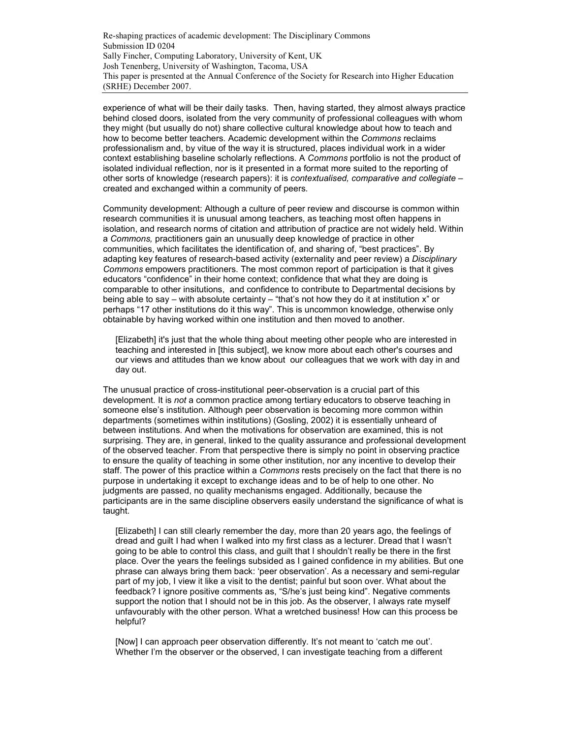experience of what will be their daily tasks. Then, having started, they almost always practice behind closed doors, isolated from the very community of professional colleagues with whom they might (but usually do not) share collective cultural knowledge about how to teach and how to become better teachers. Academic development within the *Commons* reclaims professionalism and, by vitue of the way it is structured, places individual work in a wider context establishing baseline scholarly reflections. A *Commons* portfolio is not the product of isolated individual reflection, nor is it presented in a format more suited to the reporting of other sorts of knowledge (research papers): it is *contextualised, comparative and collegiate* – created and exchanged within a community of peers.

Community development: Although a culture of peer review and discourse is common within research communities it is unusual among teachers, as teaching most often happens in isolation, and research norms of citation and attribution of practice are not widely held. Within a *Commons,* practitioners gain an unusually deep knowledge of practice in other communities, which facilitates the identification of, and sharing of, "best practices". By adapting key features of research-based activity (externality and peer review) a *Disciplinary Commons* empowers practitioners. The most common report of participation is that it gives educators "confidence" in their home context; confidence that what they are doing is comparable to other insitutions, and confidence to contribute to Departmental decisions by being able to say – with absolute certainty – "that's not how they do it at institution x" or perhaps "17 other institutions do it this way". This is uncommon knowledge, otherwise only obtainable by having worked within one institution and then moved to another.

> [Elizabeth] it's just that the whole thing about meeting other people who are interested in teaching and interested in [this subject], we know more about each other's courses and our views and attitudes than we know about our colleagues that we work with day in and day out.

The unusual practice of cross-institutional peer-observation is a crucial part of this development. It is *not* a common practice among tertiary educators to observe teaching in someone else's institution. Although peer observation is becoming more common within departments (sometimes within institutions) (Gosling, 2002) it is essentially unheard of between institutions. And when the motivations for observation are examined, this is not surprising. They are, in general, linked to the quality assurance and professional development of the observed teacher. From that perspective there is simply no point in observing practice to ensure the quality of teaching in some other institution, nor any incentive to develop their staff. The power of this practice within a *Commons* rests precisely on the fact that there is no purpose in undertaking it except to exchange ideas and to be of help to one other. No judgments are passed, no quality mechanisms engaged. Additionally, because the participants are in the same discipline observers easily understand the significance of what is taught.

> [Elizabeth] I can still clearly remember the day, more than 20 years ago, the feelings of dread and guilt I had when I walked into my first class as a lecturer. Dread that I wasn't going to be able to control this class, and guilt that I shouldn't really be there in the first place. Over the years the feelings subsided as I gained confidence in my abilities. But one phrase can always bring them back: 'peer observation'. As a necessary and semi-regular part of my job, I view it like a visit to the dentist; painful but soon over. What about the feedback? I ignore positive comments as, "S/he's just being kind". Negative comments support the notion that I should not be in this job. As the observer, I always rate myself unfavourably with the other person. What a wretched business! How can this process be helpful?
>
> [Now] I can approach peer observation differently. It's not meant to 'catch me out'. Whether I'm the observer or the observed, I can investigate teaching from a different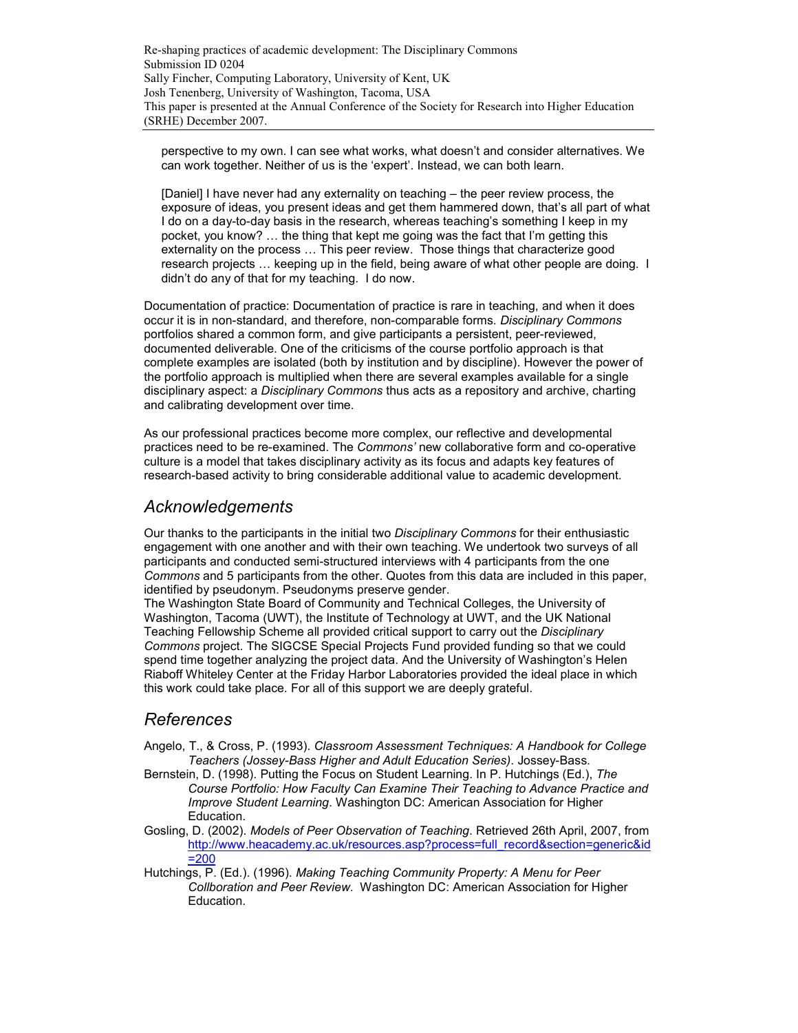perspective to my own. I can see what works, what doesn't and consider alternatives. We can work together. Neither of us is the 'expert'. Instead, we can both learn.

> [Daniel] I have never had any externality on teaching – the peer review process, the exposure of ideas, you present ideas and get them hammered down, that's all part of what I do on a day-to-day basis in the research, whereas teaching's something I keep in my pocket, you know? … the thing that kept me going was the fact that I'm getting this externality on the process … This peer review. Those things that characterize good research projects … keeping up in the field, being aware of what other people are doing. I didn't do any of that for my teaching. I do now.

Documentation of practice: Documentation of practice is rare in teaching, and when it does occur it is in non-standard, and therefore, non-comparable forms. *Disciplinary Commons* portfolios shared a common form, and give participants a persistent, peer-reviewed, documented deliverable. One of the criticisms of the course portfolio approach is that complete examples are isolated (both by institution and by discipline). However the power of the portfolio approach is multiplied when there are several examples available for a single disciplinary aspect: a *Disciplinary Commons* thus acts as a repository and archive, charting and calibrating development over time.

As our professional practices become more complex, our reflective and developmental practices need to be re-examined. The *Commons'* new collaborative form and co-operative culture is a model that takes disciplinary activity as its focus and adapts key features of research-based activity to bring considerable additional value to academic development.

## *Acknowledgements*

Our thanks to the participants in the initial two *Disciplinary Commons* for their enthusiastic engagement with one another and with their own teaching. We undertook two surveys of all participants and conducted semi-structured interviews with 4 participants from the one *Commons* and 5 participants from the other. Quotes from this data are included in this paper, identified by pseudonym. Pseudonyms preserve gender.

The Washington State Board of Community and Technical Colleges, the University of Washington, Tacoma (UWT), the Institute of Technology at UWT, and the UK National Teaching Fellowship Scheme all provided critical support to carry out the *Disciplinary Commons* project. The SIGCSE Special Projects Fund provided funding so that we could spend time together analyzing the project data. And the University of Washington's Helen Riaboff Whiteley Center at the Friday Harbor Laboratories provided the ideal place in which this work could take place. For all of this support we are deeply grateful.

## *References*

Angelo, T., & Cross, P. (1993). *Classroom Assessment Techniques: A Handbook for College Teachers (Jossey-Bass Higher and Adult Education Series)*. Jossey-Bass.

Bernstein, D. (1998). Putting the Focus on Student Learning. In P. Hutchings (Ed.), *The Course Portfolio: How Faculty Can Examine Their Teaching to Advance Practice and Improve Student Learning*. Washington DC: American Association for Higher Education.

Gosling, D. (2002). *Models of Peer Observation of Teaching*. Retrieved 26th April, 2007, from http://www.heacademy.ac.uk/resources.asp?process=full_record&section=generic&id=200

Hutchings, P. (Ed.). (1996). *Making Teaching Community Property: A Menu for Peer Collboration and Peer Review*. Washington DC: American Association for Higher Education.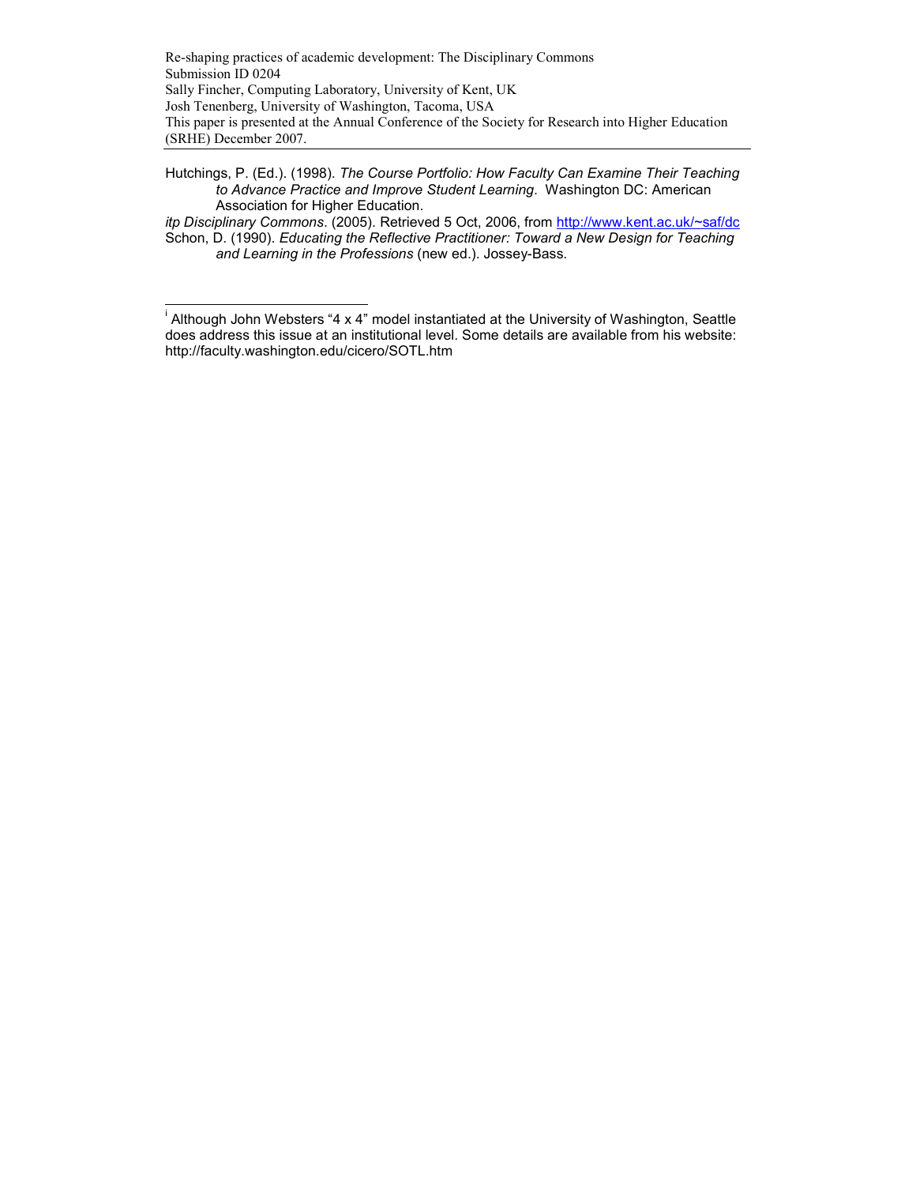Hutchings, P. (Ed.). (1998). *The Course Portfolio: How Faculty Can Examine Their Teaching to Advance Practice and Improve Student Learning*. Washington DC: American Association for Higher Education.

*itp Disciplinary Commons*. (2005). Retrieved 5 Oct, 2006, from http://www.kent.ac.uk/~saf/dc

Schon, D. (1990). *Educating the Reflective Practitioner: Toward a New Design for Teaching and Learning in the Professions* (new ed.). Jossey-Bass.

---

[i] Although John Websters "4 x 4" model instantiated at the University of Washington, Seattle does address this issue at an institutional level. Some details are available from his website: http://faculty.washington.edu/cicero/SOTL.htm